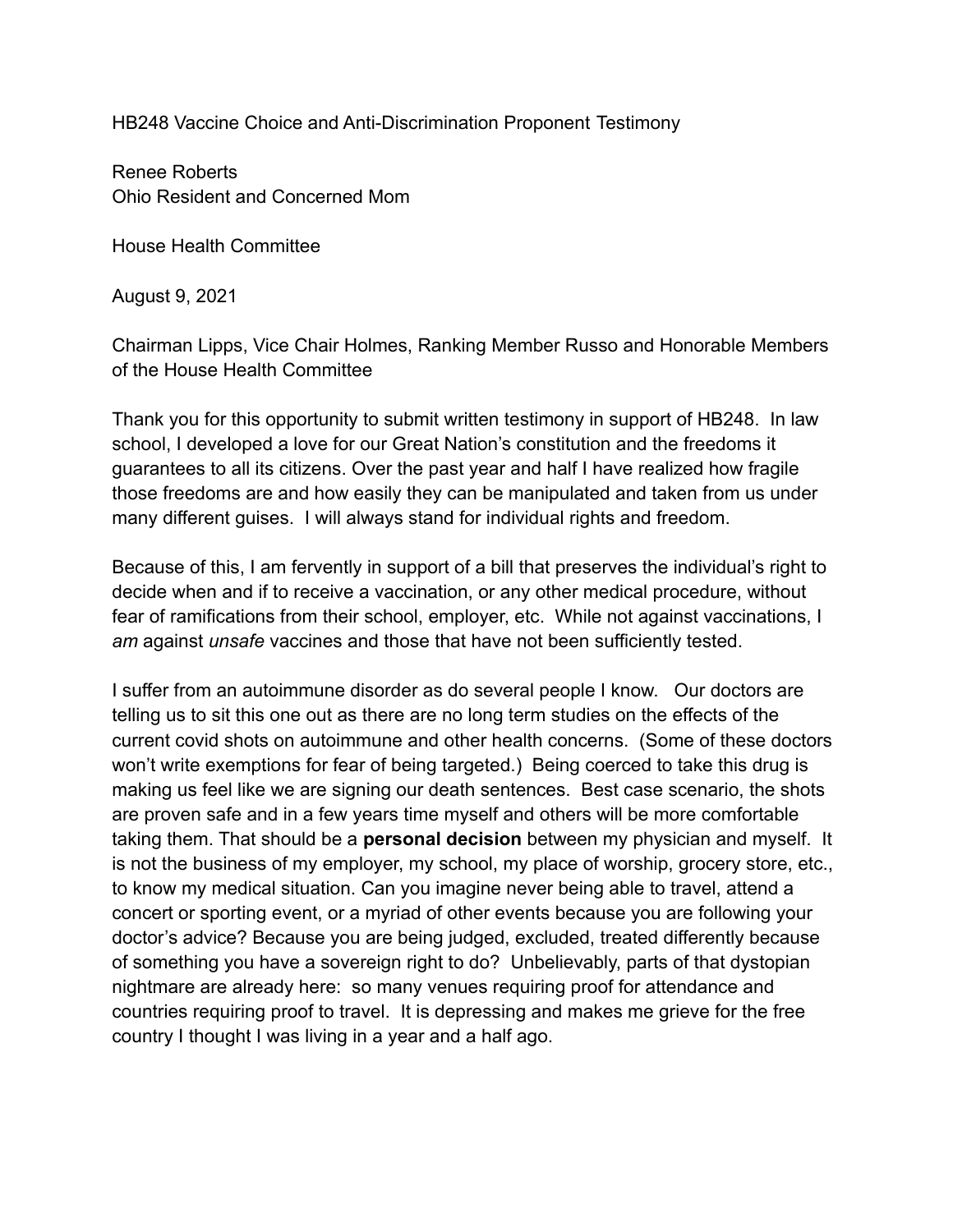HB248 Vaccine Choice and Anti-Discrimination Proponent Testimony

Renee Roberts
Ohio Resident and Concerned Mom

House Health Committee

August 9, 2021

Chairman Lipps, Vice Chair Holmes, Ranking Member Russo and Honorable Members of the House Health Committee

Thank you for this opportunity to submit written testimony in support of HB248. In law school, I developed a love for our Great Nation's constitution and the freedoms it guarantees to all its citizens. Over the past year and half I have realized how fragile those freedoms are and how easily they can be manipulated and taken from us under many different guises. I will always stand for individual rights and freedom.

Because of this, I am fervently in support of a bill that preserves the individual's right to decide when and if to receive a vaccination, or any other medical procedure, without fear of ramifications from their school, employer, etc. While not against vaccinations, I *am* against *unsafe* vaccines and those that have not been sufficiently tested.

I suffer from an autoimmune disorder as do several people I know. Our doctors are telling us to sit this one out as there are no long term studies on the effects of the current covid shots on autoimmune and other health concerns. (Some of these doctors won't write exemptions for fear of being targeted.) Being coerced to take this drug is making us feel like we are signing our death sentences. Best case scenario, the shots are proven safe and in a few years time myself and others will be more comfortable taking them. That should be a **personal decision** between my physician and myself. It is not the business of my employer, my school, my place of worship, grocery store, etc., to know my medical situation. Can you imagine never being able to travel, attend a concert or sporting event, or a myriad of other events because you are following your doctor's advice? Because you are being judged, excluded, treated differently because of something you have a sovereign right to do? Unbelievably, parts of that dystopian nightmare are already here: so many venues requiring proof for attendance and countries requiring proof to travel. It is depressing and makes me grieve for the free country I thought I was living in a year and a half ago.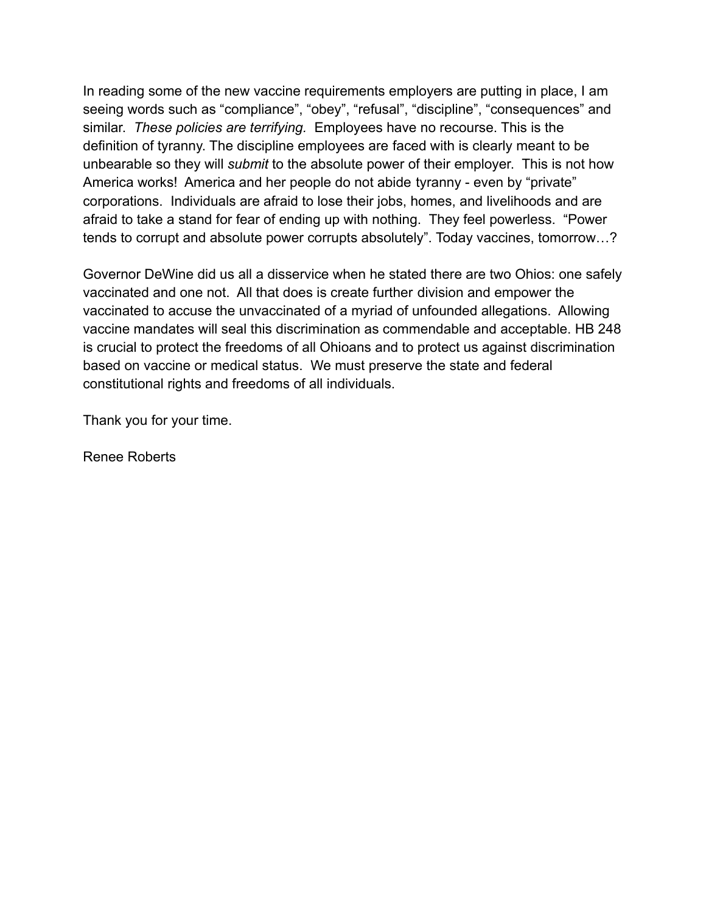In reading some of the new vaccine requirements employers are putting in place, I am seeing words such as “compliance”, “obey”, “refusal”, “discipline”, “consequences” and similar. *These policies are terrifying.* Employees have no recourse. This is the definition of tyranny. The discipline employees are faced with is clearly meant to be unbearable so they will *submit* to the absolute power of their employer. This is not how America works! America and her people do not abide tyranny - even by “private” corporations. Individuals are afraid to lose their jobs, homes, and livelihoods and are afraid to take a stand for fear of ending up with nothing. They feel powerless. “Power tends to corrupt and absolute power corrupts absolutely”. Today vaccines, tomorrow…?

Governor DeWine did us all a disservice when he stated there are two Ohios: one safely vaccinated and one not. All that does is create further division and empower the vaccinated to accuse the unvaccinated of a myriad of unfounded allegations. Allowing vaccine mandates will seal this discrimination as commendable and acceptable. HB 248 is crucial to protect the freedoms of all Ohioans and to protect us against discrimination based on vaccine or medical status. We must preserve the state and federal constitutional rights and freedoms of all individuals.

Thank you for your time.

Renee Roberts